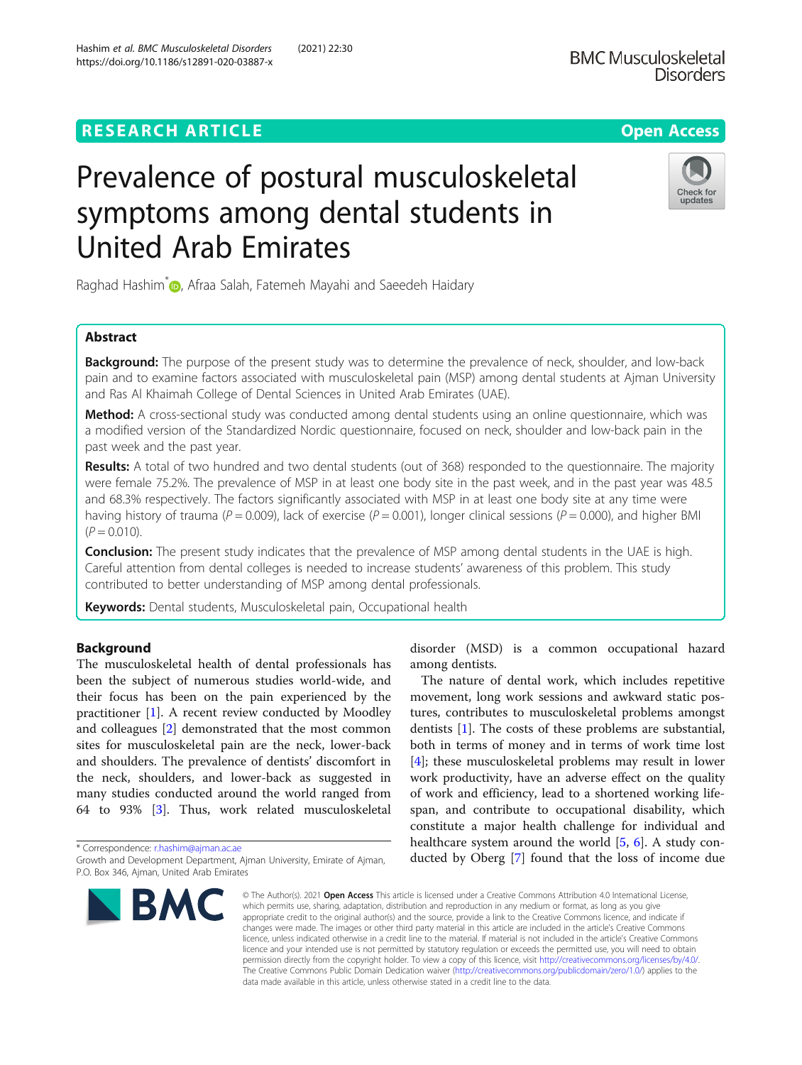RESEARCH ARTICLE

Open Access

# Prevalence of postural musculoskeletal symptoms among dental students in United Arab Emirates

Raghad Hashim*, Afraa Salah, Fatemeh Mayahi and Saeedeh Haidary

## Abstract

**Background:** The purpose of the present study was to determine the prevalence of neck, shoulder, and low-back pain and to examine factors associated with musculoskeletal pain (MSP) among dental students at Ajman University and Ras Al Khaimah College of Dental Sciences in United Arab Emirates (UAE).

**Method:** A cross-sectional study was conducted among dental students using an online questionnaire, which was a modified version of the Standardized Nordic questionnaire, focused on neck, shoulder and low-back pain in the past week and the past year.

**Results:** A total of two hundred and two dental students (out of 368) responded to the questionnaire. The majority were female 75.2%. The prevalence of MSP in at least one body site in the past week, and in the past year was 48.5 and 68.3% respectively. The factors significantly associated with MSP in at least one body site at any time were having history of trauma ($P = 0.009$), lack of exercise ($P = 0.001$), longer clinical sessions ($P = 0.000$), and higher BMI ($P = 0.010$).

**Conclusion:** The present study indicates that the prevalence of MSP among dental students in the UAE is high. Careful attention from dental colleges is needed to increase students' awareness of this problem. This study contributed to better understanding of MSP among dental professionals.

**Keywords:** Dental students, Musculoskeletal pain, Occupational health

## Background

The musculoskeletal health of dental professionals has been the subject of numerous studies world-wide, and their focus has been on the pain experienced by the practitioner [1]. A recent review conducted by Moodley and colleagues [2] demonstrated that the most common sites for musculoskeletal pain are the neck, lower-back and shoulders. The prevalence of dentists' discomfort in the neck, shoulders, and lower-back as suggested in many studies conducted around the world ranged from 64 to 93% [3]. Thus, work related musculoskeletal disorder (MSD) is a common occupational hazard among dentists.

The nature of dental work, which includes repetitive movement, long work sessions and awkward static postures, contributes to musculoskeletal problems amongst dentists [1]. The costs of these problems are substantial, both in terms of money and in terms of work time lost [4]; these musculoskeletal problems may result in lower work productivity, have an adverse effect on the quality of work and efficiency, lead to a shortened working lifespan, and contribute to occupational disability, which constitute a major health challenge for individual and healthcare system around the world [5, 6]. A study conducted by Oberg [7] found that the loss of income due

* Correspondence: r.hashim@ajman.ac.ae
Growth and Development Department, Ajman University, Emirate of Ajman, P.O. Box 346, Ajman, United Arab Emirates

© The Author(s). 2021 **Open Access** This article is licensed under a Creative Commons Attribution 4.0 International License, which permits use, sharing, adaptation, distribution and reproduction in any medium or format, as long as you give appropriate credit to the original author(s) and the source, provide a link to the Creative Commons licence, and indicate if changes were made. The images or other third party material in this article are included in the article's Creative Commons licence, unless indicated otherwise in a credit line to the material. If material is not included in the article's Creative Commons licence and your intended use is not permitted by statutory regulation or exceeds the permitted use, you will need to obtain permission directly from the copyright holder. To view a copy of this licence, visit http://creativecommons.org/licenses/by/4.0/. The Creative Commons Public Domain Dedication waiver (http://creativecommons.org/publicdomain/zero/1.0/) applies to the data made available in this article, unless otherwise stated in a credit line to the data.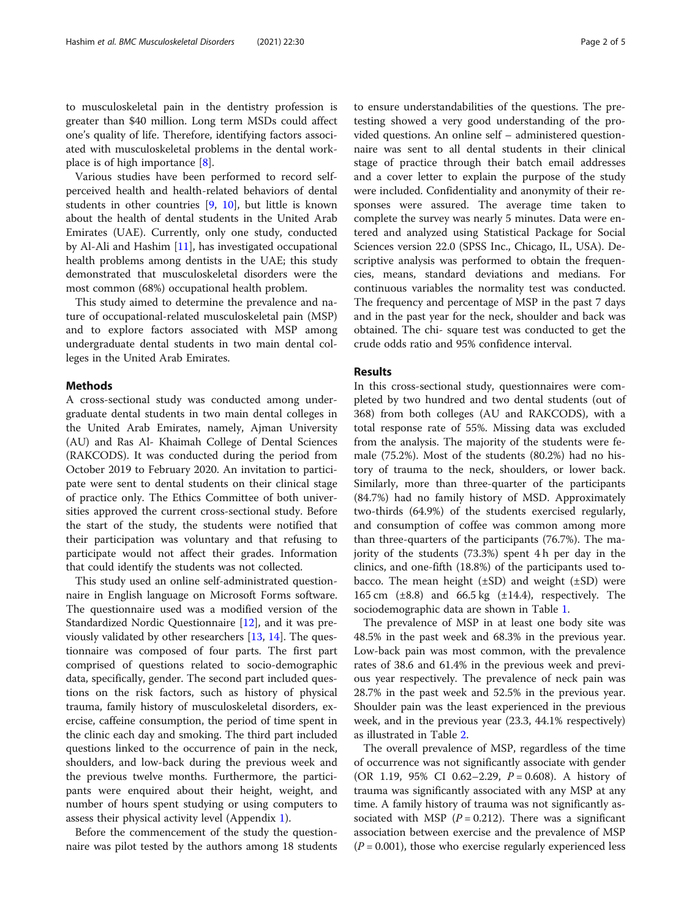to musculoskeletal pain in the dentistry profession is greater than $40 million. Long term MSDs could affect one's quality of life. Therefore, identifying factors associated with musculoskeletal problems in the dental workplace is of high importance [8].

Various studies have been performed to record self-perceived health and health-related behaviors of dental students in other countries [9, 10], but little is known about the health of dental students in the United Arab Emirates (UAE). Currently, only one study, conducted by Al-Ali and Hashim [11], has investigated occupational health problems among dentists in the UAE; this study demonstrated that musculoskeletal disorders were the most common (68%) occupational health problem.

This study aimed to determine the prevalence and nature of occupational-related musculoskeletal pain (MSP) and to explore factors associated with MSP among undergraduate dental students in two main dental colleges in the United Arab Emirates.

## Methods

A cross-sectional study was conducted among undergraduate dental students in two main dental colleges in the United Arab Emirates, namely, Ajman University (AU) and Ras Al- Khaimah College of Dental Sciences (RAKCODS). It was conducted during the period from October 2019 to February 2020. An invitation to participate were sent to dental students on their clinical stage of practice only. The Ethics Committee of both universities approved the current cross-sectional study. Before the start of the study, the students were notified that their participation was voluntary and that refusing to participate would not affect their grades. Information that could identify the students was not collected.

This study used an online self-administrated questionnaire in English language on Microsoft Forms software. The questionnaire used was a modified version of the Standardized Nordic Questionnaire [12], and it was previously validated by other researchers [13, 14]. The questionnaire was composed of four parts. The first part comprised of questions related to socio-demographic data, specifically, gender. The second part included questions on the risk factors, such as history of physical trauma, family history of musculoskeletal disorders, exercise, caffeine consumption, the period of time spent in the clinic each day and smoking. The third part included questions linked to the occurrence of pain in the neck, shoulders, and low-back during the previous week and the previous twelve months. Furthermore, the participants were enquired about their height, weight, and number of hours spent studying or using computers to assess their physical activity level (Appendix 1).

Before the commencement of the study the questionnaire was pilot tested by the authors among 18 students to ensure understandabilities of the questions. The pre-testing showed a very good understanding of the provided questions. An online self – administered questionnaire was sent to all dental students in their clinical stage of practice through their batch email addresses and a cover letter to explain the purpose of the study were included. Confidentiality and anonymity of their responses were assured. The average time taken to complete the survey was nearly 5 minutes. Data were entered and analyzed using Statistical Package for Social Sciences version 22.0 (SPSS Inc., Chicago, IL, USA). Descriptive analysis was performed to obtain the frequencies, means, standard deviations and medians. For continuous variables the normality test was conducted. The frequency and percentage of MSP in the past 7 days and in the past year for the neck, shoulder and back was obtained. The chi- square test was conducted to get the crude odds ratio and 95% confidence interval.

## Results

In this cross-sectional study, questionnaires were completed by two hundred and two dental students (out of 368) from both colleges (AU and RAKCODS), with a total response rate of 55%. Missing data was excluded from the analysis. The majority of the students were female (75.2%). Most of the students (80.2%) had no history of trauma to the neck, shoulders, or lower back. Similarly, more than three-quarter of the participants (84.7%) had no family history of MSD. Approximately two-thirds (64.9%) of the students exercised regularly, and consumption of coffee was common among more than three-quarters of the participants (76.7%). The majority of the students (73.3%) spent 4 h per day in the clinics, and one-fifth (18.8%) of the participants used tobacco. The mean height (±SD) and weight (±SD) were 165 cm (±8.8) and 66.5 kg (±14.4), respectively. The sociodemographic data are shown in Table 1.

The prevalence of MSP in at least one body site was 48.5% in the past week and 68.3% in the previous year. Low-back pain was most common, with the prevalence rates of 38.6 and 61.4% in the previous week and previous year respectively. The prevalence of neck pain was 28.7% in the past week and 52.5% in the previous year. Shoulder pain was the least experienced in the previous week, and in the previous year (23.3, 44.1% respectively) as illustrated in Table 2.

The overall prevalence of MSP, regardless of the time of occurrence was not significantly associate with gender (OR 1.19, 95% CI 0.62–2.29, $P = 0.608$). A history of trauma was significantly associated with any MSP at any time. A family history of trauma was not significantly associated with MSP ($P = 0.212$). There was a significant association between exercise and the prevalence of MSP ($P = 0.001$), those who exercise regularly experienced less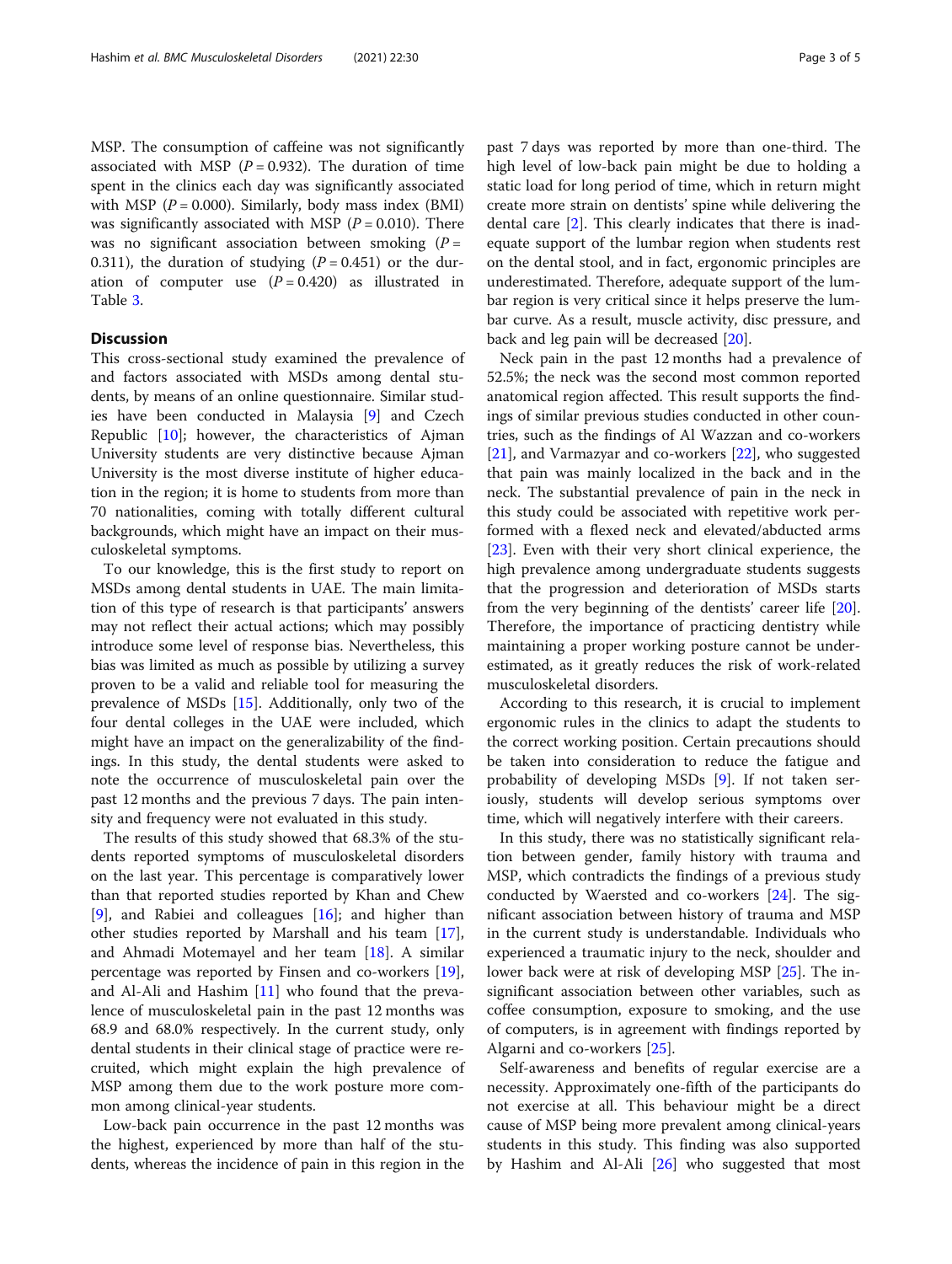MSP. The consumption of caffeine was not significantly associated with MSP ($P = 0.932$). The duration of time spent in the clinics each day was significantly associated with MSP ($P = 0.000$). Similarly, body mass index (BMI) was significantly associated with MSP ($P = 0.010$). There was no significant association between smoking ($P = 0.311$), the duration of studying ($P = 0.451$) or the duration of computer use ($P = 0.420$) as illustrated in Table 3.

## Discussion

This cross-sectional study examined the prevalence of and factors associated with MSDs among dental students, by means of an online questionnaire. Similar studies have been conducted in Malaysia [9] and Czech Republic [10]; however, the characteristics of Ajman University students are very distinctive because Ajman University is the most diverse institute of higher education in the region; it is home to students from more than 70 nationalities, coming with totally different cultural backgrounds, which might have an impact on their musculoskeletal symptoms.

To our knowledge, this is the first study to report on MSDs among dental students in UAE. The main limitation of this type of research is that participants' answers may not reflect their actual actions; which may possibly introduce some level of response bias. Nevertheless, this bias was limited as much as possible by utilizing a survey proven to be a valid and reliable tool for measuring the prevalence of MSDs [15]. Additionally, only two of the four dental colleges in the UAE were included, which might have an impact on the generalizability of the findings. In this study, the dental students were asked to note the occurrence of musculoskeletal pain over the past 12 months and the previous 7 days. The pain intensity and frequency were not evaluated in this study.

The results of this study showed that 68.3% of the students reported symptoms of musculoskeletal disorders on the last year. This percentage is comparatively lower than that reported studies reported by Khan and Chew [9], and Rabiei and colleagues [16]; and higher than other studies reported by Marshall and his team [17], and Ahmadi Motemayel and her team [18]. A similar percentage was reported by Finsen and co-workers [19], and Al-Ali and Hashim [11] who found that the prevalence of musculoskeletal pain in the past 12 months was 68.9 and 68.0% respectively. In the current study, only dental students in their clinical stage of practice were recruited, which might explain the high prevalence of MSP among them due to the work posture more common among clinical-year students.

Low-back pain occurrence in the past 12 months was the highest, experienced by more than half of the students, whereas the incidence of pain in this region in the past 7 days was reported by more than one-third. The high level of low-back pain might be due to holding a static load for long period of time, which in return might create more strain on dentists' spine while delivering the dental care [2]. This clearly indicates that there is inadequate support of the lumbar region when students rest on the dental stool, and in fact, ergonomic principles are underestimated. Therefore, adequate support of the lumbar region is very critical since it helps preserve the lumbar curve. As a result, muscle activity, disc pressure, and back and leg pain will be decreased [20].

Neck pain in the past 12 months had a prevalence of 52.5%; the neck was the second most common reported anatomical region affected. This result supports the findings of similar previous studies conducted in other countries, such as the findings of Al Wazzan and co-workers [21], and Varmazyar and co-workers [22], who suggested that pain was mainly localized in the back and in the neck. The substantial prevalence of pain in the neck in this study could be associated with repetitive work performed with a flexed neck and elevated/abducted arms [23]. Even with their very short clinical experience, the high prevalence among undergraduate students suggests that the progression and deterioration of MSDs starts from the very beginning of the dentists' career life [20]. Therefore, the importance of practicing dentistry while maintaining a proper working posture cannot be underestimated, as it greatly reduces the risk of work-related musculoskeletal disorders.

According to this research, it is crucial to implement ergonomic rules in the clinics to adapt the students to the correct working position. Certain precautions should be taken into consideration to reduce the fatigue and probability of developing MSDs [9]. If not taken seriously, students will develop serious symptoms over time, which will negatively interfere with their careers.

In this study, there was no statistically significant relation between gender, family history with trauma and MSP, which contradicts the findings of a previous study conducted by Waersted and co-workers [24]. The significant association between history of trauma and MSP in the current study is understandable. Individuals who experienced a traumatic injury to the neck, shoulder and lower back were at risk of developing MSP [25]. The insignificant association between other variables, such as coffee consumption, exposure to smoking, and the use of computers, is in agreement with findings reported by Algarni and co-workers [25].

Self-awareness and benefits of regular exercise are a necessity. Approximately one-fifth of the participants do not exercise at all. This behaviour might be a direct cause of MSP being more prevalent among clinical-years students in this study. This finding was also supported by Hashim and Al-Ali [26] who suggested that most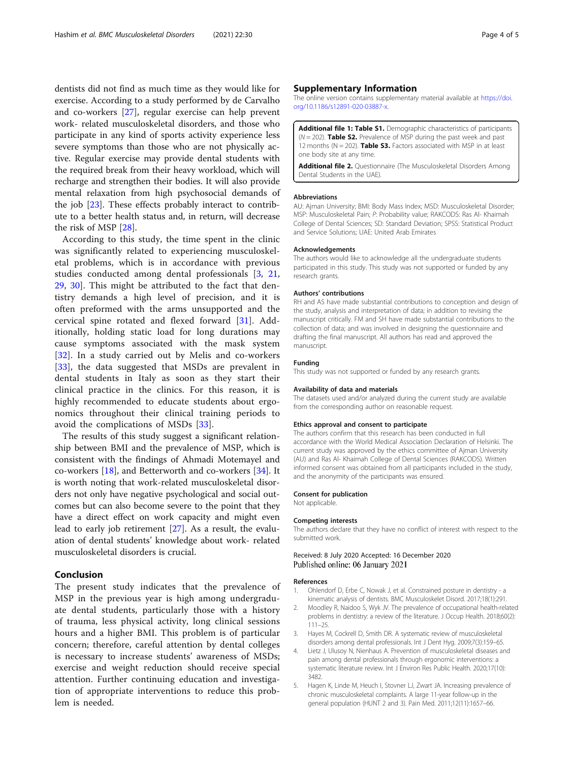dentists did not find as much time as they would like for exercise. According to a study performed by de Carvalho and co-workers [27], regular exercise can help prevent work- related musculoskeletal disorders, and those who participate in any kind of sports activity experience less severe symptoms than those who are not physically active. Regular exercise may provide dental students with the required break from their heavy workload, which will recharge and strengthen their bodies. It will also provide mental relaxation from high psychosocial demands of the job [23]. These effects probably interact to contribute to a better health status and, in return, will decrease the risk of MSP [28].

According to this study, the time spent in the clinic was significantly related to experiencing musculoskeletal problems, which is in accordance with previous studies conducted among dental professionals [3, 21, 29, 30]. This might be attributed to the fact that dentistry demands a high level of precision, and it is often preformed with the arms unsupported and the cervical spine rotated and flexed forward [31]. Additionally, holding static load for long durations may cause symptoms associated with the mask system [32]. In a study carried out by Melis and co-workers [33], the data suggested that MSDs are prevalent in dental students in Italy as soon as they start their clinical practice in the clinics. For this reason, it is highly recommended to educate students about ergonomics throughout their clinical training periods to avoid the complications of MSDs [33].

The results of this study suggest a significant relationship between BMI and the prevalence of MSP, which is consistent with the findings of Ahmadi Motemayel and co-workers [18], and Betterworth and co-workers [34]. It is worth noting that work-related musculoskeletal disorders not only have negative psychological and social outcomes but can also become severe to the point that they have a direct effect on work capacity and might even lead to early job retirement [27]. As a result, the evaluation of dental students' knowledge about work- related musculoskeletal disorders is crucial.

## Conclusion

The present study indicates that the prevalence of MSP in the previous year is high among undergraduate dental students, particularly those with a history of trauma, less physical activity, long clinical sessions hours and a higher BMI. This problem is of particular concern; therefore, careful attention by dental colleges is necessary to increase students' awareness of MSDs; exercise and weight reduction should receive special attention. Further continuing education and investigation of appropriate interventions to reduce this problem is needed.

## Supplementary Information

The online version contains supplementary material available at https://doi.org/10.1186/s12891-020-03887-x.

**Additional file 1: Table S1.** Demographic characteristics of participants ($N = 202$). **Table S2.** Prevalence of MSP during the past week and past 12 months ($N = 202$). **Table S3.** Factors associated with MSP in at least one body site at any time.

**Additional file 2.** Questionnaire (The Musculoskeletal Disorders Among Dental Students in the UAE).

### Abbreviations

AU: Ajman University; BMI: Body Mass Index; MSD: Musculoskeletal Disorder; MSP: Musculoskeletal Pain; *P*: Probability value; RAKCODS: Ras Al- Khaimah College of Dental Sciences; SD: Standard Deviation; SPSS: Statistical Product and Service Solutions; UAE: United Arab Emirates

### Acknowledgements

The authors would like to acknowledge all the undergraduate students participated in this study. This study was not supported or funded by any research grants.

### Authors' contributions

RH and AS have made substantial contributions to conception and design of the study, analysis and interpretation of data; in addition to revising the manuscript critically. FM and SH have made substantial contributions to the collection of data; and was involved in designing the questionnaire and drafting the final manuscript. All authors has read and approved the manuscript.

### Funding

This study was not supported or funded by any research grants.

### Availability of data and materials

The datasets used and/or analyzed during the current study are available from the corresponding author on reasonable request.

### Ethics approval and consent to participate

The authors confirm that this research has been conducted in full accordance with the World Medical Association Declaration of Helsinki. The current study was approved by the ethics committee of Ajman University (AU) and Ras Al- Khaimah College of Dental Sciences (RAKCODS). Written informed consent was obtained from all participants included in the study, and the anonymity of the participants was ensured.

### Consent for publication

Not applicable.

### Competing interests

The authors declare that they have no conflict of interest with respect to the submitted work.

Received: 8 July 2020 Accepted: 16 December 2020
Published online: 06 January 2021

### References

1. Ohlendorf D, Erbe C, Nowak J, et al. Constrained posture in dentistry - a kinematic analysis of dentists. BMC Musculoskelet Disord. 2017;18(1):291.
2. Moodley R, Naidoo S, Wyk JV. The prevalence of occupational health-related problems in dentistry: a review of the literature. J Occup Health. 2018;60(2):111–25.
3. Hayes M, Cockrell D, Smith DR. A systematic review of musculoskeletal disorders among dental professionals. Int J Dent Hyg. 2009;7(3):159–65.
4. Lietz J, Ulusoy N, Nienhaus A. Prevention of musculoskeletal diseases and pain among dental professionals through ergonomic interventions: a systematic literature review. Int J Environ Res Public Health. 2020;17(10):3482.
5. Hagen K, Linde M, Heuch I, Stovner LJ, Zwart JA. Increasing prevalence of chronic musculoskeletal complaints. A large 11-year follow-up in the general population (HUNT 2 and 3). Pain Med. 2011;12(11):1657–66.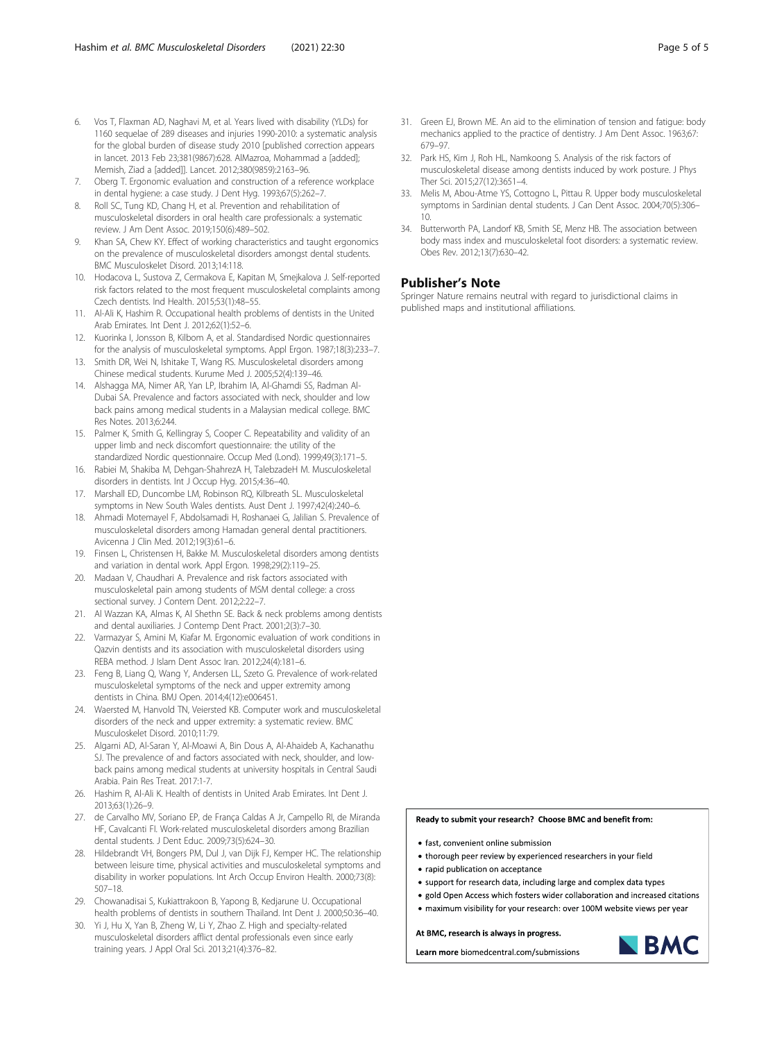6. Vos T, Flaxman AD, Naghavi M, et al. Years lived with disability (YLDs) for 1160 sequelae of 289 diseases and injuries 1990-2010: a systematic analysis for the global burden of disease study 2010 [published correction appears in lancet. 2013 Feb 23;381(9867):628. AlMazroa, Mohammad a [added]; Memish, Ziad a [added]]. Lancet. 2012;380(9859):2163–96.
7. Oberg T. Ergonomic evaluation and construction of a reference workplace in dental hygiene: a case study. J Dent Hyg. 1993;67(5):262–7.
8. Roll SC, Tung KD, Chang H, et al. Prevention and rehabilitation of musculoskeletal disorders in oral health care professionals: a systematic review. J Am Dent Assoc. 2019;150(6):489–502.
9. Khan SA, Chew KY. Effect of working characteristics and taught ergonomics on the prevalence of musculoskeletal disorders amongst dental students. BMC Musculoskelet Disord. 2013;14:118.
10. Hodacova L, Sustova Z, Cermakova E, Kapitan M, Smejkalova J. Self-reported risk factors related to the most frequent musculoskeletal complaints among Czech dentists. Ind Health. 2015;53(1):48–55.
11. Al-Ali K, Hashim R. Occupational health problems of dentists in the United Arab Emirates. Int Dent J. 2012;62(1):52–6.
12. Kuorinka I, Jonsson B, Kilbom A, et al. Standardised Nordic questionnaires for the analysis of musculoskeletal symptoms. Appl Ergon. 1987;18(3):233–7.
13. Smith DR, Wei N, Ishitake T, Wang RS. Musculoskeletal disorders among Chinese medical students. Kurume Med J. 2005;52(4):139–46.
14. Alshagga MA, Nimer AR, Yan LP, Ibrahim IA, Al-Ghamdi SS, Radman Al-Dubai SA. Prevalence and factors associated with neck, shoulder and low back pains among medical students in a Malaysian medical college. BMC Res Notes. 2013;6:244.
15. Palmer K, Smith G, Kellingray S, Cooper C. Repeatability and validity of an upper limb and neck discomfort questionnaire: the utility of the standardized Nordic questionnaire. Occup Med (Lond). 1999;49(3):171–5.
16. Rabiei M, Shakiba M, Dehgan-ShahrezA H, TalebzadeH M. Musculoskeletal disorders in dentists. Int J Occup Hyg. 2015;4:36–40.
17. Marshall ED, Duncombe LM, Robinson RQ, Kilbreath SL. Musculoskeletal symptoms in New South Wales dentists. Aust Dent J. 1997;42(4):240–6.
18. Ahmadi Motemayel F, Abdolsamadi H, Roshanaei G, Jalilian S. Prevalence of musculoskeletal disorders among Hamadan general dental practitioners. Avicenna J Clin Med. 2012;19(3):61–6.
19. Finsen L, Christensen H, Bakke M. Musculoskeletal disorders among dentists and variation in dental work. Appl Ergon. 1998;29(2):119–25.
20. Madaan V, Chaudhari A. Prevalence and risk factors associated with musculoskeletal pain among students of MSM dental college: a cross sectional survey. J Contem Dent. 2012;2:22–7.
21. Al Wazzan KA, Almas K, Al Shethn SE. Back & neck problems among dentists and dental auxiliaries. J Contemp Dent Pract. 2001;2(3):7–30.
22. Varmazyar S, Amini M, Kiafar M. Ergonomic evaluation of work conditions in Qazvin dentists and its association with musculoskeletal disorders using REBA method. J Islam Dent Assoc Iran. 2012;24(4):181–6.
23. Feng B, Liang Q, Wang Y, Andersen LL, Szeto G. Prevalence of work-related musculoskeletal symptoms of the neck and upper extremity among dentists in China. BMJ Open. 2014;4(12):e006451.
24. Waersted M, Hanvold TN, Veiersted KB. Computer work and musculoskeletal disorders of the neck and upper extremity: a systematic review. BMC Musculoskelet Disord. 2010;11:79.
25. Algarni AD, Al-Saran Y, Al-Moawi A, Bin Dous A, Al-Ahaideb A, Kachanathu SJ. The prevalence of and factors associated with neck, shoulder, and low-back pains among medical students at university hospitals in Central Saudi Arabia. Pain Res Treat. 2017:1-7.
26. Hashim R, Al-Ali K. Health of dentists in United Arab Emirates. Int Dent J. 2013;63(1):26–9.
27. de Carvalho MV, Soriano EP, de França Caldas A Jr, Campello RI, de Miranda HF, Cavalcanti FI. Work-related musculoskeletal disorders among Brazilian dental students. J Dent Educ. 2009;73(5):624–30.
28. Hildebrandt VH, Bongers PM, Dul J, van Dijk FJ, Kemper HC. The relationship between leisure time, physical activities and musculoskeletal symptoms and disability in worker populations. Int Arch Occup Environ Health. 2000;73(8):507–18.
29. Chowanadisai S, Kukiattrakoon B, Yapong B, Kedjarune U. Occupational health problems of dentists in southern Thailand. Int Dent J. 2000;50:36–40.
30. Yi J, Hu X, Yan B, Zheng W, Li Y, Zhao Z. High and specialty-related musculoskeletal disorders afflict dental professionals even since early training years. J Appl Oral Sci. 2013;21(4):376–82.
31. Green EJ, Brown ME. An aid to the elimination of tension and fatigue: body mechanics applied to the practice of dentistry. J Am Dent Assoc. 1963;67:679–97.
32. Park HS, Kim J, Roh HL, Namkoong S. Analysis of the risk factors of musculoskeletal disease among dentists induced by work posture. J Phys Ther Sci. 2015;27(12):3651–4.
33. Melis M, Abou-Atme YS, Cottogno L, Pittau R. Upper body musculoskeletal symptoms in Sardinian dental students. J Can Dent Assoc. 2004;70(5):306–10.
34. Butterworth PA, Landorf KB, Smith SE, Menz HB. The association between body mass index and musculoskeletal foot disorders: a systematic review. Obes Rev. 2012;13(7):630–42.

## Publisher's Note

Springer Nature remains neutral with regard to jurisdictional claims in published maps and institutional affiliations.

**Ready to submit your research? Choose BMC and benefit from:**

- fast, convenient online submission
- thorough peer review by experienced researchers in your field
- rapid publication on acceptance
- support for research data, including large and complex data types
- gold Open Access which fosters wider collaboration and increased citations
- maximum visibility for your research: over 100M website views per year

**At BMC, research is always in progress.**

**Learn more** biomedcentral.com/submissions